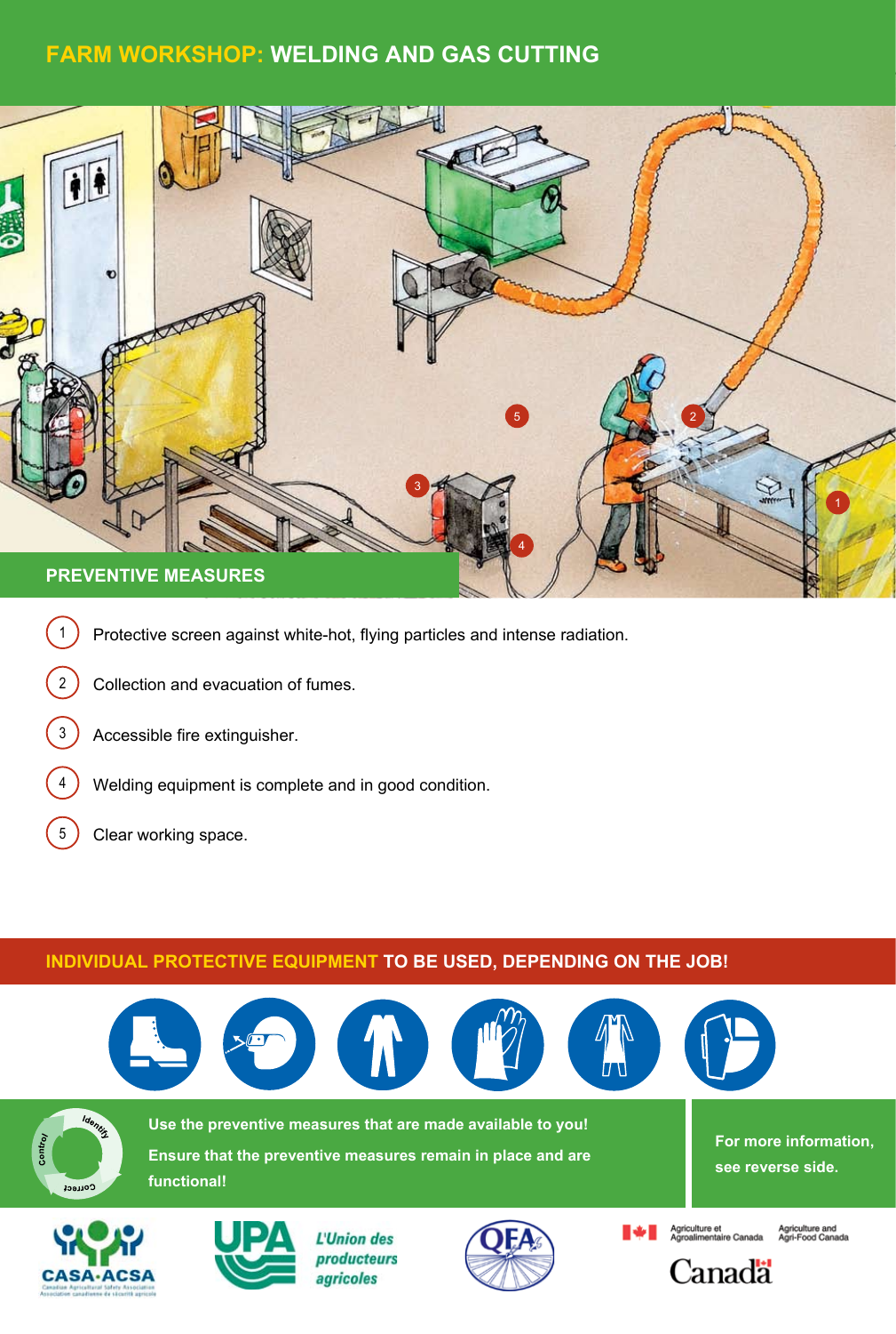# FARM WORKSHOP: WELDING AND GAS CUTTING

## PREVENTIVE MEASURES

1. Protective screen against white-hot, flying particles and intense radiation.
2. Collection and evacuation of fumes.
3. Accessible fire extinguisher.
4. Welding equipment is complete and in good condition.
5. Clear working space.

## INDIVIDUAL PROTECTIVE EQUIPMENT TO BE USED, DEPENDING ON THE JOB!

**Use the preventive measures that are made available to you!**

**Ensure that the preventive measures remain in place and are functional!**

**For more information, see reverse side.**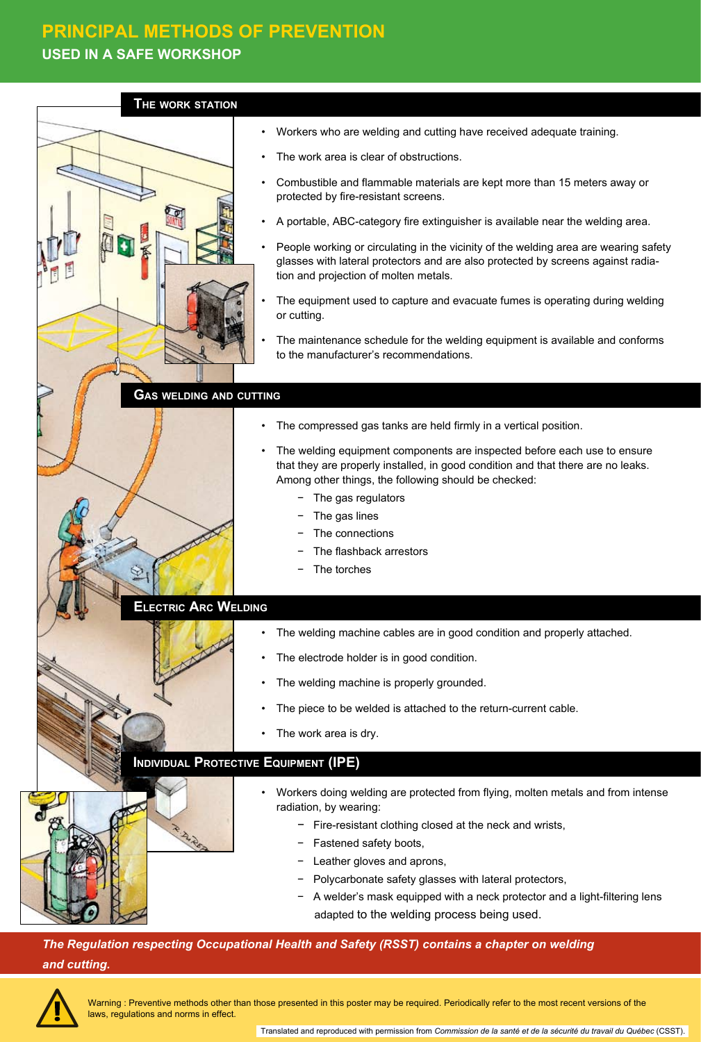# PRINCIPAL METHODS OF PREVENTION

## USED IN A SAFE WORKSHOP

### The Work Station

- Workers who are welding and cutting have received adequate training.
- The work area is clear of obstructions.
- Combustible and flammable materials are kept more than 15 meters away or protected by fire-resistant screens.
- A portable, ABC-category fire extinguisher is available near the welding area.
- People working or circulating in the vicinity of the welding area are wearing safety glasses with lateral protectors and are also protected by screens against radiation and projection of molten metals.
- The equipment used to capture and evacuate fumes is operating during welding or cutting.
- The maintenance schedule for the welding equipment is available and conforms to the manufacturer's recommendations.

### Gas Welding and Cutting

- The compressed gas tanks are held firmly in a vertical position.
- The welding equipment components are inspected before each use to ensure that they are properly installed, in good condition and that there are no leaks. Among other things, the following should be checked:
  - The gas regulators
  - The gas lines
  - The connections
  - The flashback arrestors
  - The torches

### Electric Arc Welding

- The welding machine cables are in good condition and properly attached.
- The electrode holder is in good condition.
- The welding machine is properly grounded.
- The piece to be welded is attached to the return-current cable.
- The work area is dry.

### Individual Protective Equipment (IPE)

- Workers doing welding are protected from flying, molten metals and from intense radiation, by wearing:
  - Fire-resistant clothing closed at the neck and wrists,
  - Fastened safety boots,
  - Leather gloves and aprons,
  - Polycarbonate safety glasses with lateral protectors,
  - A welder's mask equipped with a neck protector and a light-filtering lens adapted to the welding process being used.

***The Regulation respecting Occupational Health and Safety (RSST) contains a chapter on welding and cutting.***

Warning : Preventive methods other than those presented in this poster may be required. Periodically refer to the most recent versions of the laws, regulations and norms in effect.

Translated and reproduced with permission from *Commission de la santé et de la sécurité du travail du Québec* (CSST).